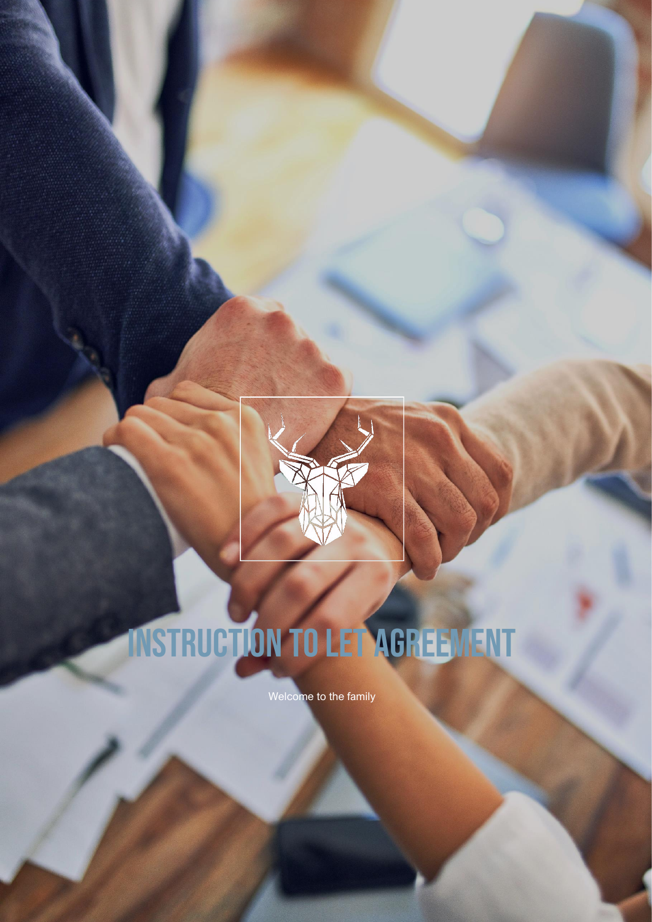# INSTRUCTION TO LET AGREEMENT

Welcome to the family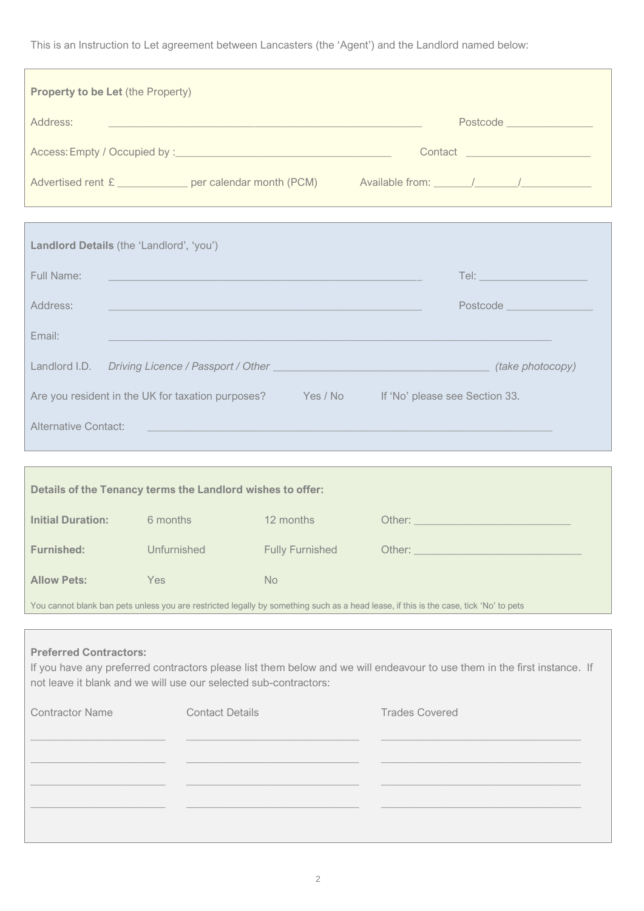This is an Instruction to Let agreement between Lancasters (the 'Agent') and the Landlord named below:

**Property to be Let** (the Property)

Address: ____________________________________________________ Postcode _______________

Access: Empty / Occupied by :_______________________________________ Contact ______________________

Advertised rent £ ____________ per calendar month (PCM) Available from: _______/_______/_____________

**Landlord Details** (the 'Landlord', 'you')

Full Name: ____________________________________________________ Tel: ___________________

Address: ____________________________________________________ Postcode _______________

Email: ___________________________________________________________________________

Landlord I.D. *Driving Licence / Passport / Other* ____________________________________ *(take photocopy)*

Are you resident in the UK for taxation purposes? Yes / No If 'No' please see Section 33.

Alternative Contact: ____________________________________________________________________

**Details of the Tenancy terms the Landlord wishes to offer:**

| | | | |
|---|---|---|---|
| **Initial Duration:** | 6 months | 12 months | Other: ___________________________ |
| **Furnished:** | Unfurnished | Fully Furnished | Other: ______________________________ |
| **Allow Pets:** | Yes | No | |

You cannot blank ban pets unless you are restricted legally by something such as a head lease, if this is the case, tick 'No' to pets

**Preferred Contractors:**

If you have any preferred contractors please list them below and we will endeavour to use them in the first instance. If not leave it blank and we will use our selected sub-contractors:

| Contractor Name | Contact Details | Trades Covered |
|---|---|---|
| _______________________ | ______________________________ | __________________________________ |
| _______________________ | ______________________________ | __________________________________ |
| _______________________ | ______________________________ | __________________________________ |
| _______________________ | ______________________________ | __________________________________ |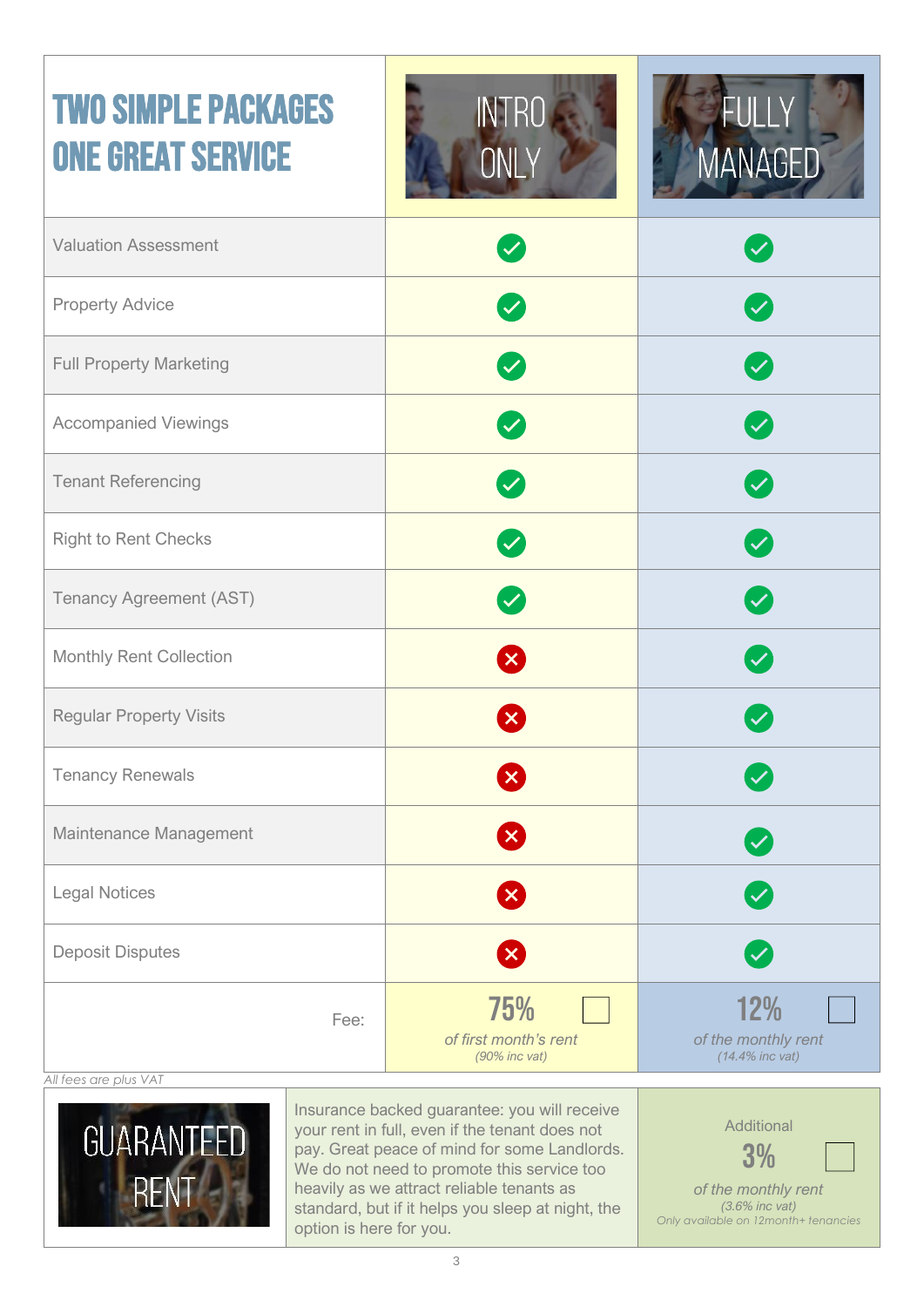# TWO SIMPLE PACKAGES ONE GREAT SERVICE

| | INTRO ONLY | FULLY MANAGED |
|---|---|---|
| Valuation Assessment | ✓ | ✓ |
| Property Advice | ✓ | ✓ |
| Full Property Marketing | ✓ | ✓ |
| Accompanied Viewings | ✓ | ✓ |
| Tenant Referencing | ✓ | ✓ |
| Right to Rent Checks | ✓ | ✓ |
| Tenancy Agreement (AST) | ✓ | ✓ |
| Monthly Rent Collection | ✗ | ✓ |
| Regular Property Visits | ✗ | ✓ |
| Tenancy Renewals | ✗ | ✓ |
| Maintenance Management | ✗ | ✓ |
| Legal Notices | ✗ | ✓ |
| Deposit Disputes | ✗ | ✓ |
| Fee: | **75%** ☐ *of first month's rent* *(90% inc vat)* | **12%** ☐ *of the monthly rent* *(14.4% inc vat)* |

*All fees are plus VAT*

| GUARANTEED RENT | Insurance backed guarantee: you will receive your rent in full, even if the tenant does not pay. Great peace of mind for some Landlords. We do not need to promote this service too heavily as we attract reliable tenants as standard, but if it helps you sleep at night, the option is here for you. | Additional **3%** ☐ *of the monthly rent* *(3.6% inc vat)* *Only available on 12month+ tenancies* |
|---|---|---|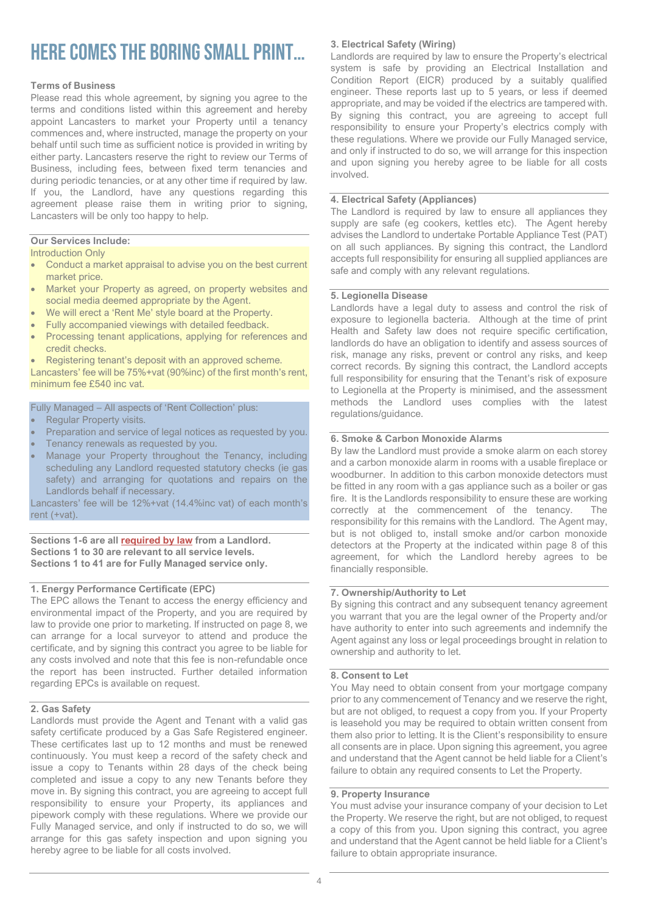# HERE COMES THE BORING SMALL PRINT...

**Terms of Business**

Please read this whole agreement, by signing you agree to the terms and conditions listed within this agreement and hereby appoint Lancasters to market your Property until a tenancy commences and, where instructed, manage the property on your behalf until such time as sufficient notice is provided in writing by either party. Lancasters reserve the right to review our Terms of Business, including fees, between fixed term tenancies and during periodic tenancies, or at any other time if required by law. If you, the Landlord, have any questions regarding this agreement please raise them in writing prior to signing, Lancasters will be only too happy to help.

**Our Services Include:**

Introduction Only

- Conduct a market appraisal to advise you on the best current market price.
- Market your Property as agreed, on property websites and social media deemed appropriate by the Agent.
- We will erect a 'Rent Me' style board at the Property.
- Fully accompanied viewings with detailed feedback.
- Processing tenant applications, applying for references and credit checks.
- Registering tenant's deposit with an approved scheme.

Lancasters' fee will be 75%+vat (90%inc) of the first month's rent, minimum fee £540 inc vat.

Fully Managed – All aspects of 'Rent Collection' plus:

- Regular Property visits.
- Preparation and service of legal notices as requested by you.
- Tenancy renewals as requested by you.
- Manage your Property throughout the Tenancy, including scheduling any Landlord requested statutory checks (ie gas safety) and arranging for quotations and repairs on the Landlords behalf if necessary.

Lancasters' fee will be 12%+vat (14.4%inc vat) of each month's rent (+vat).

**Sections 1-6 are all required by law from a Landlord.**
**Sections 1 to 30 are relevant to all service levels.**
**Sections 1 to 41 are for Fully Managed service only.**

**1. Energy Performance Certificate (EPC)**

The EPC allows the Tenant to access the energy efficiency and environmental impact of the Property, and you are required by law to provide one prior to marketing. If instructed on page 8, we can arrange for a local surveyor to attend and produce the certificate, and by signing this contract you agree to be liable for any costs involved and note that this fee is non-refundable once the report has been instructed. Further detailed information regarding EPCs is available on request.

**2. Gas Safety**

Landlords must provide the Agent and Tenant with a valid gas safety certificate produced by a Gas Safe Registered engineer. These certificates last up to 12 months and must be renewed continuously. You must keep a record of the safety check and issue a copy to Tenants within 28 days of the check being completed and issue a copy to any new Tenants before they move in. By signing this contract, you are agreeing to accept full responsibility to ensure your Property, its appliances and pipework comply with these regulations. Where we provide our Fully Managed service, and only if instructed to do so, we will arrange for this gas safety inspection and upon signing you hereby agree to be liable for all costs involved.

**3. Electrical Safety (Wiring)**

Landlords are required by law to ensure the Property's electrical system is safe by providing an Electrical Installation and Condition Report (EICR) produced by a suitably qualified engineer. These reports last up to 5 years, or less if deemed appropriate, and may be voided if the electrics are tampered with. By signing this contract, you are agreeing to accept full responsibility to ensure your Property's electrics comply with these regulations. Where we provide our Fully Managed service, and only if instructed to do so, we will arrange for this inspection and upon signing you hereby agree to be liable for all costs involved.

**4. Electrical Safety (Appliances)**

The Landlord is required by law to ensure all appliances they supply are safe (eg cookers, kettles etc). The Agent hereby advises the Landlord to undertake Portable Appliance Test (PAT) on all such appliances. By signing this contract, the Landlord accepts full responsibility for ensuring all supplied appliances are safe and comply with any relevant regulations.

**5. Legionella Disease**

Landlords have a legal duty to assess and control the risk of exposure to legionella bacteria. Although at the time of print Health and Safety law does not require specific certification, landlords do have an obligation to identify and assess sources of risk, manage any risks, prevent or control any risks, and keep correct records. By signing this contract, the Landlord accepts full responsibility for ensuring that the Tenant's risk of exposure to Legionella at the Property is minimised, and the assessment methods the Landlord uses complies with the latest regulations/guidance.

**6. Smoke & Carbon Monoxide Alarms**

By law the Landlord must provide a smoke alarm on each storey and a carbon monoxide alarm in rooms with a usable fireplace or woodburner. In addition to this carbon monoxide detectors must be fitted in any room with a gas appliance such as a boiler or gas fire. It is the Landlords responsibility to ensure these are working correctly at the commencement of the tenancy. The responsibility for this remains with the Landlord. The Agent may, but is not obliged to, install smoke and/or carbon monoxide detectors at the Property at the indicated within page 8 of this agreement, for which the Landlord hereby agrees to be financially responsible.

**7. Ownership/Authority to Let**

By signing this contract and any subsequent tenancy agreement you warrant that you are the legal owner of the Property and/or have authority to enter into such agreements and indemnify the Agent against any loss or legal proceedings brought in relation to ownership and authority to let.

**8. Consent to Let**

You May need to obtain consent from your mortgage company prior to any commencement of Tenancy and we reserve the right, but are not obliged, to request a copy from you. If your Property is leasehold you may be required to obtain written consent from them also prior to letting. It is the Client's responsibility to ensure all consents are in place. Upon signing this agreement, you agree and understand that the Agent cannot be held liable for a Client's failure to obtain any required consents to Let the Property.

**9. Property Insurance**

You must advise your insurance company of your decision to Let the Property. We reserve the right, but are not obliged, to request a copy of this from you. Upon signing this contract, you agree and understand that the Agent cannot be held liable for a Client's failure to obtain appropriate insurance.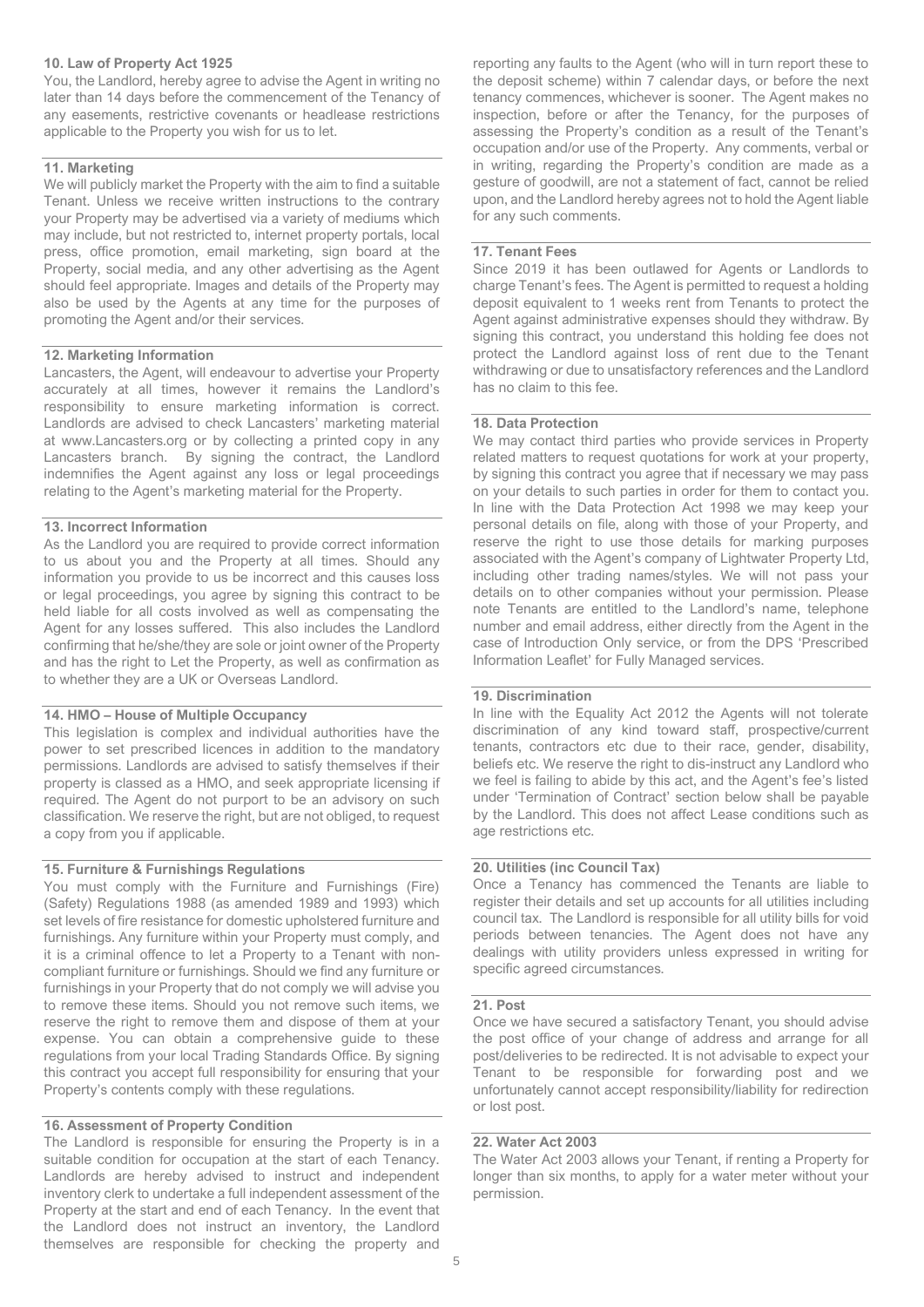**10. Law of Property Act 1925**

You, the Landlord, hereby agree to advise the Agent in writing no later than 14 days before the commencement of the Tenancy of any easements, restrictive covenants or headlease restrictions applicable to the Property you wish for us to let.

**11. Marketing**

We will publicly market the Property with the aim to find a suitable Tenant. Unless we receive written instructions to the contrary your Property may be advertised via a variety of mediums which may include, but not restricted to, internet property portals, local press, office promotion, email marketing, sign board at the Property, social media, and any other advertising as the Agent should feel appropriate. Images and details of the Property may also be used by the Agents at any time for the purposes of promoting the Agent and/or their services.

**12. Marketing Information**

Lancasters, the Agent, will endeavour to advertise your Property accurately at all times, however it remains the Landlord's responsibility to ensure marketing information is correct. Landlords are advised to check Lancasters' marketing material at www.Lancasters.org or by collecting a printed copy in any Lancasters branch. By signing the contract, the Landlord indemnifies the Agent against any loss or legal proceedings relating to the Agent's marketing material for the Property.

**13. Incorrect Information**

As the Landlord you are required to provide correct information to us about you and the Property at all times. Should any information you provide to us be incorrect and this causes loss or legal proceedings, you agree by signing this contract to be held liable for all costs involved as well as compensating the Agent for any losses suffered. This also includes the Landlord confirming that he/she/they are sole or joint owner of the Property and has the right to Let the Property, as well as confirmation as to whether they are a UK or Overseas Landlord.

**14. HMO – House of Multiple Occupancy**

This legislation is complex and individual authorities have the power to set prescribed licences in addition to the mandatory permissions. Landlords are advised to satisfy themselves if their property is classed as a HMO, and seek appropriate licensing if required. The Agent do not purport to be an advisory on such classification. We reserve the right, but are not obliged, to request a copy from you if applicable.

**15. Furniture & Furnishings Regulations**

You must comply with the Furniture and Furnishings (Fire) (Safety) Regulations 1988 (as amended 1989 and 1993) which set levels of fire resistance for domestic upholstered furniture and furnishings. Any furniture within your Property must comply, and it is a criminal offence to let a Property to a Tenant with non-compliant furniture or furnishings. Should we find any furniture or furnishings in your Property that do not comply we will advise you to remove these items. Should you not remove such items, we reserve the right to remove them and dispose of them at your expense. You can obtain a comprehensive guide to these regulations from your local Trading Standards Office. By signing this contract you accept full responsibility for ensuring that your Property's contents comply with these regulations.

**16. Assessment of Property Condition**

The Landlord is responsible for ensuring the Property is in a suitable condition for occupation at the start of each Tenancy. Landlords are hereby advised to instruct and independent inventory clerk to undertake a full independent assessment of the Property at the start and end of each Tenancy. In the event that the Landlord does not instruct an inventory, the Landlord themselves are responsible for checking the property and reporting any faults to the Agent (who will in turn report these to the deposit scheme) within 7 calendar days, or before the next tenancy commences, whichever is sooner. The Agent makes no inspection, before or after the Tenancy, for the purposes of assessing the Property's condition as a result of the Tenant's occupation and/or use of the Property. Any comments, verbal or in writing, regarding the Property's condition are made as a gesture of goodwill, are not a statement of fact, cannot be relied upon, and the Landlord hereby agrees not to hold the Agent liable for any such comments.

**17. Tenant Fees**

Since 2019 it has been outlawed for Agents or Landlords to charge Tenant's fees. The Agent is permitted to request a holding deposit equivalent to 1 weeks rent from Tenants to protect the Agent against administrative expenses should they withdraw. By signing this contract, you understand this holding fee does not protect the Landlord against loss of rent due to the Tenant withdrawing or due to unsatisfactory references and the Landlord has no claim to this fee.

**18. Data Protection**

We may contact third parties who provide services in Property related matters to request quotations for work at your property, by signing this contract you agree that if necessary we may pass on your details to such parties in order for them to contact you. In line with the Data Protection Act 1998 we may keep your personal details on file, along with those of your Property, and reserve the right to use those details for marking purposes associated with the Agent's company of Lightwater Property Ltd, including other trading names/styles. We will not pass your details on to other companies without your permission. Please note Tenants are entitled to the Landlord's name, telephone number and email address, either directly from the Agent in the case of Introduction Only service, or from the DPS 'Prescribed Information Leaflet' for Fully Managed services.

**19. Discrimination**

In line with the Equality Act 2012 the Agents will not tolerate discrimination of any kind toward staff, prospective/current tenants, contractors etc due to their race, gender, disability, beliefs etc. We reserve the right to dis-instruct any Landlord who we feel is failing to abide by this act, and the Agent's fee's listed under 'Termination of Contract' section below shall be payable by the Landlord. This does not affect Lease conditions such as age restrictions etc.

**20. Utilities (inc Council Tax)**

Once a Tenancy has commenced the Tenants are liable to register their details and set up accounts for all utilities including council tax. The Landlord is responsible for all utility bills for void periods between tenancies. The Agent does not have any dealings with utility providers unless expressed in writing for specific agreed circumstances.

**21. Post**

Once we have secured a satisfactory Tenant, you should advise the post office of your change of address and arrange for all post/deliveries to be redirected. It is not advisable to expect your Tenant to be responsible for forwarding post and we unfortunately cannot accept responsibility/liability for redirection or lost post.

**22. Water Act 2003**

The Water Act 2003 allows your Tenant, if renting a Property for longer than six months, to apply for a water meter without your permission.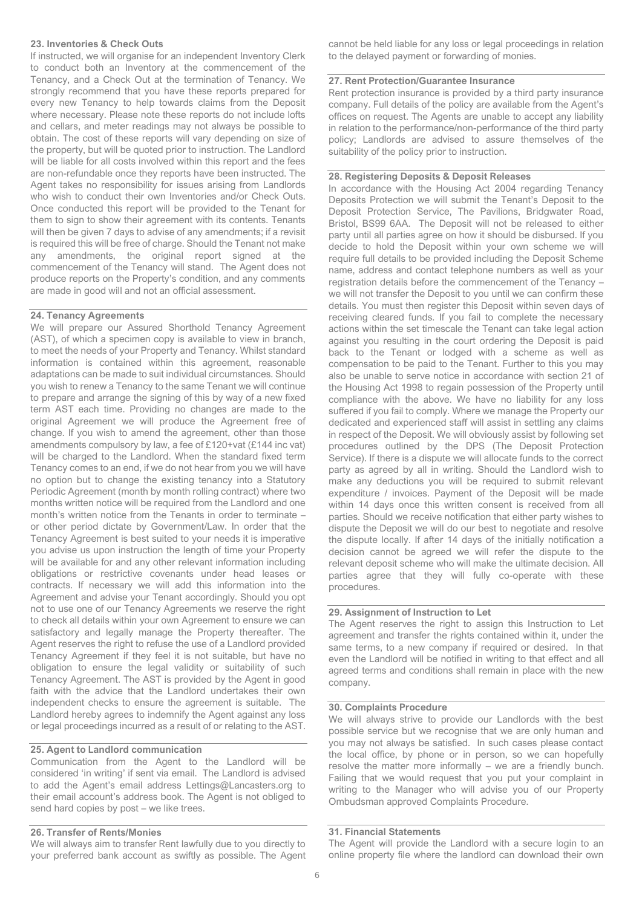### 23. Inventories & Check Outs

If instructed, we will organise for an independent Inventory Clerk to conduct both an Inventory at the commencement of the Tenancy, and a Check Out at the termination of Tenancy. We strongly recommend that you have these reports prepared for every new Tenancy to help towards claims from the Deposit where necessary. Please note these reports do not include lofts and cellars, and meter readings may not always be possible to obtain. The cost of these reports will vary depending on size of the property, but will be quoted prior to instruction. The Landlord will be liable for all costs involved within this report and the fees are non-refundable once they reports have been instructed. The Agent takes no responsibility for issues arising from Landlords who wish to conduct their own Inventories and/or Check Outs. Once conducted this report will be provided to the Tenant for them to sign to show their agreement with its contents. Tenants will then be given 7 days to advise of any amendments; if a revisit is required this will be free of charge. Should the Tenant not make any amendments, the original report signed at the commencement of the Tenancy will stand. The Agent does not produce reports on the Property's condition, and any comments are made in good will and not an official assessment.

### 24. Tenancy Agreements

We will prepare our Assured Shorthold Tenancy Agreement (AST), of which a specimen copy is available to view in branch, to meet the needs of your Property and Tenancy. Whilst standard information is contained within this agreement, reasonable adaptations can be made to suit individual circumstances. Should you wish to renew a Tenancy to the same Tenant we will continue to prepare and arrange the signing of this by way of a new fixed term AST each time. Providing no changes are made to the original Agreement we will produce the Agreement free of change. If you wish to amend the agreement, other than those amendments compulsory by law, a fee of £120+vat (£144 inc vat) will be charged to the Landlord. When the standard fixed term Tenancy comes to an end, if we do not hear from you we will have no option but to change the existing tenancy into a Statutory Periodic Agreement (month by month rolling contract) where two months written notice will be required from the Landlord and one month's written notice from the Tenants in order to terminate – or other period dictate by Government/Law. In order that the Tenancy Agreement is best suited to your needs it is imperative you advise us upon instruction the length of time your Property will be available for and any other relevant information including obligations or restrictive covenants under head leases or contracts. If necessary we will add this information into the Agreement and advise your Tenant accordingly. Should you opt not to use one of our Tenancy Agreements we reserve the right to check all details within your own Agreement to ensure we can satisfactory and legally manage the Property thereafter. The Agent reserves the right to refuse the use of a Landlord provided Tenancy Agreement if they feel it is not suitable, but have no obligation to ensure the legal validity or suitability of such Tenancy Agreement. The AST is provided by the Agent in good faith with the advice that the Landlord undertakes their own independent checks to ensure the agreement is suitable. The Landlord hereby agrees to indemnify the Agent against any loss or legal proceedings incurred as a result of or relating to the AST.

### 25. Agent to Landlord communication

Communication from the Agent to the Landlord will be considered 'in writing' if sent via email. The Landlord is advised to add the Agent's email address Lettings@Lancasters.org to their email account's address book. The Agent is not obliged to send hard copies by post – we like trees.

### 26. Transfer of Rents/Monies

We will always aim to transfer Rent lawfully due to you directly to your preferred bank account as swiftly as possible. The Agent cannot be held liable for any loss or legal proceedings in relation to the delayed payment or forwarding of monies.

### 27. Rent Protection/Guarantee Insurance

Rent protection insurance is provided by a third party insurance company. Full details of the policy are available from the Agent's offices on request. The Agents are unable to accept any liability in relation to the performance/non-performance of the third party policy; Landlords are advised to assure themselves of the suitability of the policy prior to instruction.

### 28. Registering Deposits & Deposit Releases

In accordance with the Housing Act 2004 regarding Tenancy Deposits Protection we will submit the Tenant's Deposit to the Deposit Protection Service, The Pavilions, Bridgwater Road, Bristol, BS99 6AA. The Deposit will not be released to either party until all parties agree on how it should be disbursed. If you decide to hold the Deposit within your own scheme we will require full details to be provided including the Deposit Scheme name, address and contact telephone numbers as well as your registration details before the commencement of the Tenancy – we will not transfer the Deposit to you until we can confirm these details. You must then register this Deposit within seven days of receiving cleared funds. If you fail to complete the necessary actions within the set timescale the Tenant can take legal action against you resulting in the court ordering the Deposit is paid back to the Tenant or lodged with a scheme as well as compensation to be paid to the Tenant. Further to this you may also be unable to serve notice in accordance with section 21 of the Housing Act 1998 to regain possession of the Property until compliance with the above. We have no liability for any loss suffered if you fail to comply. Where we manage the Property our dedicated and experienced staff will assist in settling any claims in respect of the Deposit. We will obviously assist by following set procedures outlined by the DPS (The Deposit Protection Service). If there is a dispute we will allocate funds to the correct party as agreed by all in writing. Should the Landlord wish to make any deductions you will be required to submit relevant expenditure / invoices. Payment of the Deposit will be made within 14 days once this written consent is received from all parties. Should we receive notification that either party wishes to dispute the Deposit we will do our best to negotiate and resolve the dispute locally. If after 14 days of the initially notification a decision cannot be agreed we will refer the dispute to the relevant deposit scheme who will make the ultimate decision. All parties agree that they will fully co-operate with these procedures.

### 29. Assignment of Instruction to Let

The Agent reserves the right to assign this Instruction to Let agreement and transfer the rights contained within it, under the same terms, to a new company if required or desired. In that even the Landlord will be notified in writing to that effect and all agreed terms and conditions shall remain in place with the new company.

### 30. Complaints Procedure

We will always strive to provide our Landlords with the best possible service but we recognise that we are only human and you may not always be satisfied. In such cases please contact the local office, by phone or in person, so we can hopefully resolve the matter more informally – we are a friendly bunch. Failing that we would request that you put your complaint in writing to the Manager who will advise you of our Property Ombudsman approved Complaints Procedure.

### 31. Financial Statements

The Agent will provide the Landlord with a secure login to an online property file where the landlord can download their own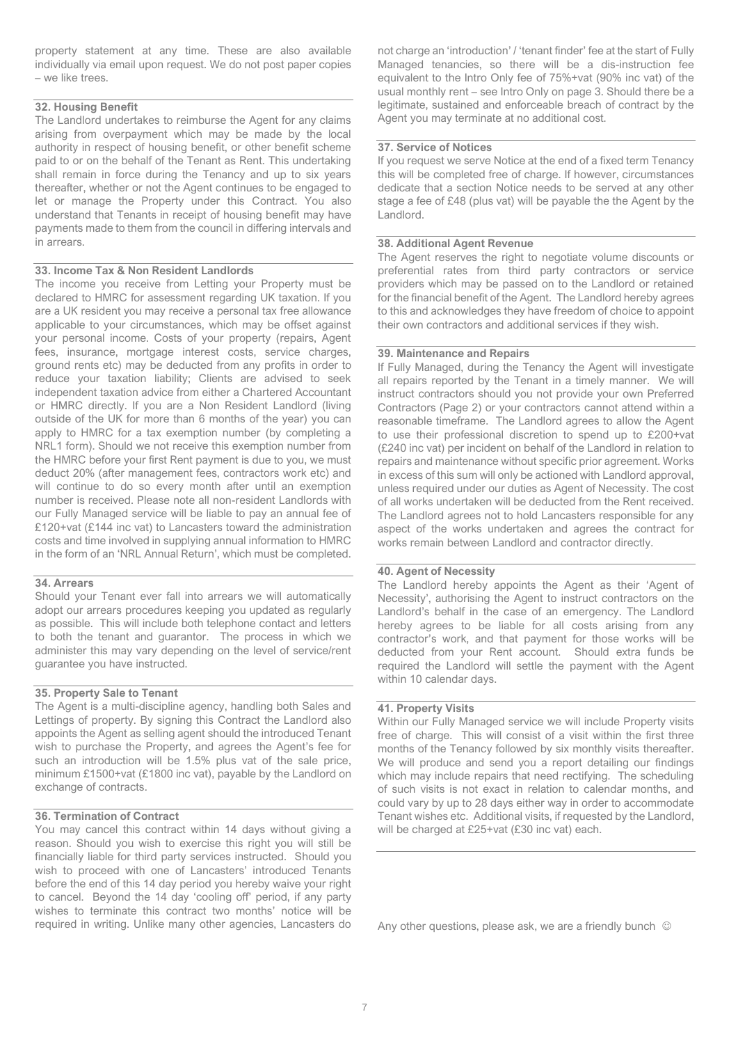property statement at any time. These are also available individually via email upon request. We do not post paper copies – we like trees.

### 32. Housing Benefit

The Landlord undertakes to reimburse the Agent for any claims arising from overpayment which may be made by the local authority in respect of housing benefit, or other benefit scheme paid to or on the behalf of the Tenant as Rent. This undertaking shall remain in force during the Tenancy and up to six years thereafter, whether or not the Agent continues to be engaged to let or manage the Property under this Contract. You also understand that Tenants in receipt of housing benefit may have payments made to them from the council in differing intervals and in arrears.

### 33. Income Tax & Non Resident Landlords

The income you receive from Letting your Property must be declared to HMRC for assessment regarding UK taxation. If you are a UK resident you may receive a personal tax free allowance applicable to your circumstances, which may be offset against your personal income. Costs of your property (repairs, Agent fees, insurance, mortgage interest costs, service charges, ground rents etc) may be deducted from any profits in order to reduce your taxation liability; Clients are advised to seek independent taxation advice from either a Chartered Accountant or HMRC directly. If you are a Non Resident Landlord (living outside of the UK for more than 6 months of the year) you can apply to HMRC for a tax exemption number (by completing a NRL1 form). Should we not receive this exemption number from the HMRC before your first Rent payment is due to you, we must deduct 20% (after management fees, contractors work etc) and will continue to do so every month after until an exemption number is received. Please note all non-resident Landlords with our Fully Managed service will be liable to pay an annual fee of £120+vat (£144 inc vat) to Lancasters toward the administration costs and time involved in supplying annual information to HMRC in the form of an 'NRL Annual Return', which must be completed.

### 34. Arrears

Should your Tenant ever fall into arrears we will automatically adopt our arrears procedures keeping you updated as regularly as possible. This will include both telephone contact and letters to both the tenant and guarantor. The process in which we administer this may vary depending on the level of service/rent guarantee you have instructed.

### 35. Property Sale to Tenant

The Agent is a multi-discipline agency, handling both Sales and Lettings of property. By signing this Contract the Landlord also appoints the Agent as selling agent should the introduced Tenant wish to purchase the Property, and agrees the Agent's fee for such an introduction will be 1.5% plus vat of the sale price, minimum £1500+vat (£1800 inc vat), payable by the Landlord on exchange of contracts.

### 36. Termination of Contract

You may cancel this contract within 14 days without giving a reason. Should you wish to exercise this right you will still be financially liable for third party services instructed. Should you wish to proceed with one of Lancasters' introduced Tenants before the end of this 14 day period you hereby waive your right to cancel. Beyond the 14 day 'cooling off' period, if any party wishes to terminate this contract two months' notice will be required in writing. Unlike many other agencies, Lancasters do not charge an 'introduction' / 'tenant finder' fee at the start of Fully Managed tenancies, so there will be a dis-instruction fee equivalent to the Intro Only fee of 75%+vat (90% inc vat) of the usual monthly rent – see Intro Only on page 3. Should there be a legitimate, sustained and enforceable breach of contract by the Agent you may terminate at no additional cost.

### 37. Service of Notices

If you request we serve Notice at the end of a fixed term Tenancy this will be completed free of charge. If however, circumstances dedicate that a section Notice needs to be served at any other stage a fee of £48 (plus vat) will be payable the the Agent by the Landlord.

### 38. Additional Agent Revenue

The Agent reserves the right to negotiate volume discounts or preferential rates from third party contractors or service providers which may be passed on to the Landlord or retained for the financial benefit of the Agent. The Landlord hereby agrees to this and acknowledges they have freedom of choice to appoint their own contractors and additional services if they wish.

### 39. Maintenance and Repairs

If Fully Managed, during the Tenancy the Agent will investigate all repairs reported by the Tenant in a timely manner. We will instruct contractors should you not provide your own Preferred Contractors (Page 2) or your contractors cannot attend within a reasonable timeframe. The Landlord agrees to allow the Agent to use their professional discretion to spend up to £200+vat (£240 inc vat) per incident on behalf of the Landlord in relation to repairs and maintenance without specific prior agreement. Works in excess of this sum will only be actioned with Landlord approval, unless required under our duties as Agent of Necessity. The cost of all works undertaken will be deducted from the Rent received. The Landlord agrees not to hold Lancasters responsible for any aspect of the works undertaken and agrees the contract for works remain between Landlord and contractor directly.

### 40. Agent of Necessity

The Landlord hereby appoints the Agent as their 'Agent of Necessity', authorising the Agent to instruct contractors on the Landlord's behalf in the case of an emergency. The Landlord hereby agrees to be liable for all costs arising from any contractor's work, and that payment for those works will be deducted from your Rent account. Should extra funds be required the Landlord will settle the payment with the Agent within 10 calendar days.

### 41. Property Visits

Within our Fully Managed service we will include Property visits free of charge. This will consist of a visit within the first three months of the Tenancy followed by six monthly visits thereafter. We will produce and send you a report detailing our findings which may include repairs that need rectifying. The scheduling of such visits is not exact in relation to calendar months, and could vary by up to 28 days either way in order to accommodate Tenant wishes etc. Additional visits, if requested by the Landlord, will be charged at £25+vat (£30 inc vat) each.

Any other questions, please ask, we are a friendly bunch ☺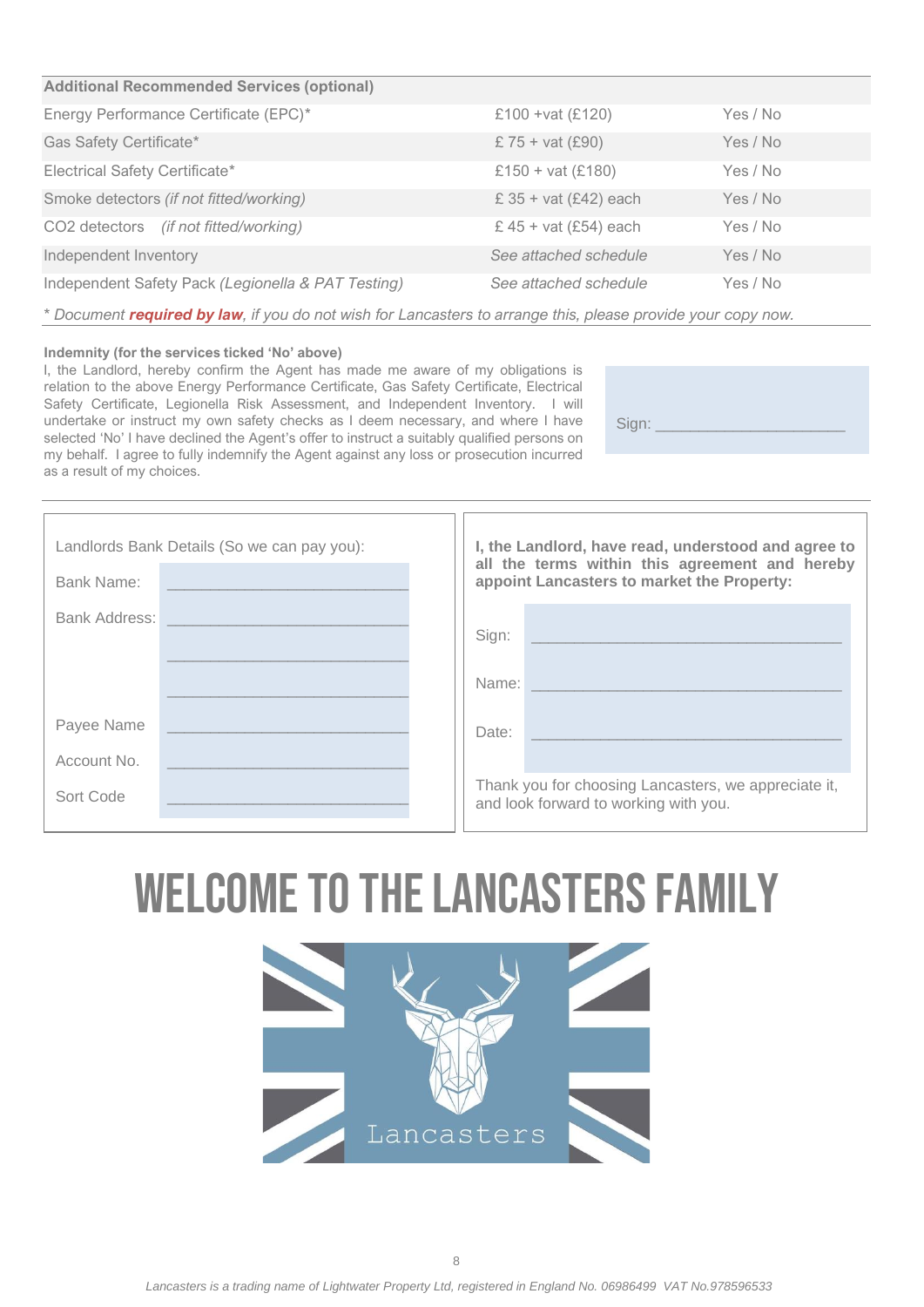| **Additional Recommended Services (optional)** | | |
|---|---|---|
| Energy Performance Certificate (EPC)* | £100 +vat (£120) | Yes / No |
| Gas Safety Certificate* | £ 75 + vat (£90) | Yes / No |
| Electrical Safety Certificate* | £150 + vat (£180) | Yes / No |
| Smoke detectors *(if not fitted/working)* | £ 35 + vat (£42) each | Yes / No |
| $CO_2$ detectors *(if not fitted/working)* | £ 45 + vat (£54) each | Yes / No |
| Independent Inventory | *See attached schedule* | Yes / No |
| Independent Safety Pack *(Legionella & PAT Testing)* | *See attached schedule* | Yes / No |

*\* Document **required by law**, if you do not wish for Lancasters to arrange this, please provide your copy now.*

**Indemnity (for the services ticked 'No' above)**

I, the Landlord, hereby confirm the Agent has made me aware of my obligations is relation to the above Energy Performance Certificate, Gas Safety Certificate, Electrical Safety Certificate, Legionella Risk Assessment, and Independent Inventory. I will undertake or instruct my own safety checks as I deem necessary, and where I have selected 'No' I have declined the Agent's offer to instruct a suitably qualified persons on my behalf. I agree to fully indemnify the Agent against any loss or prosecution incurred as a result of my choices.

Sign: ____________________

Landlords Bank Details (So we can pay you):

Bank Name: ____________________

Bank Address: ____________________

____________________

____________________

Payee Name ____________________

Account No. ____________________

Sort Code ____________________

**I, the Landlord, have read, understood and agree to all the terms within this agreement and hereby appoint Lancasters to market the Property:**

Sign: ____________________

Name: ____________________

Date: ____________________

Thank you for choosing Lancasters, we appreciate it, and look forward to working with you.

# WELCOME TO THE LANCASTERS FAMILY

Lancasters

*Lancasters is a trading name of Lightwater Property Ltd, registered in England No. 06986499 VAT No.978596533*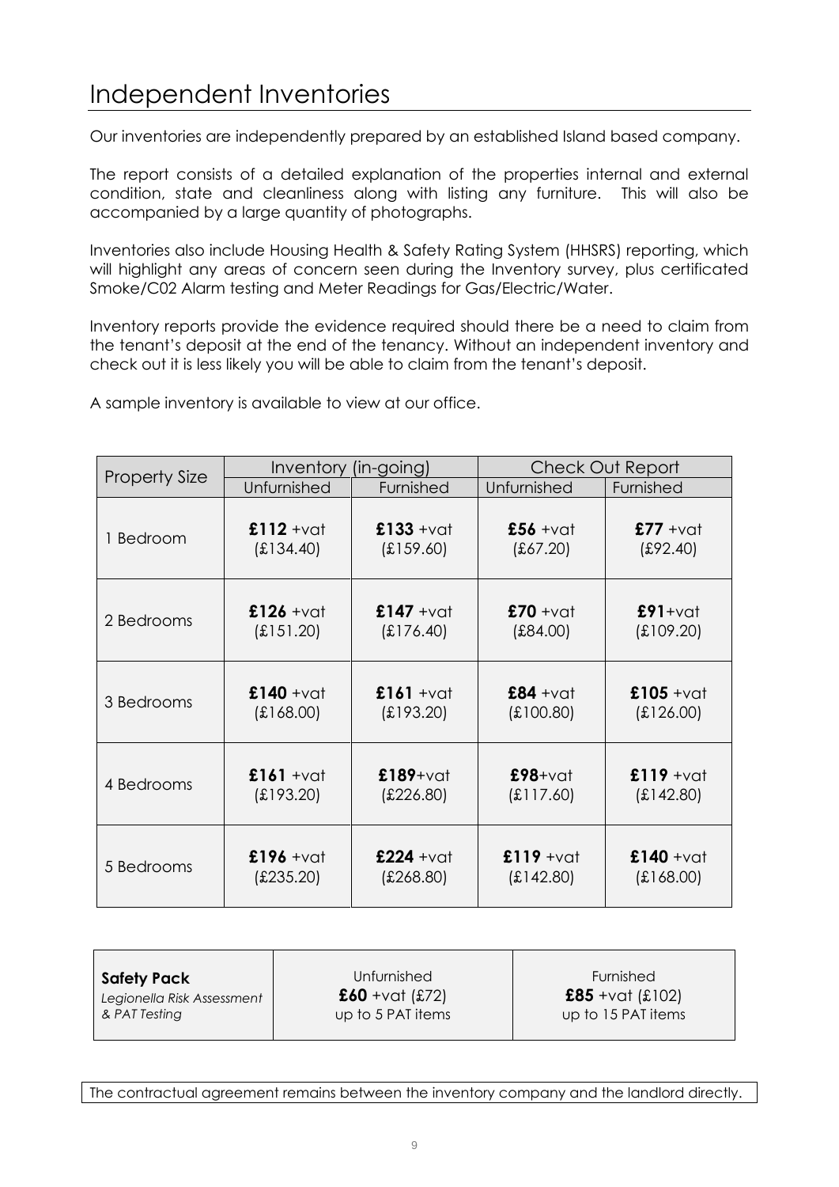# Independent Inventories

Our inventories are independently prepared by an established Island based company.

The report consists of a detailed explanation of the properties internal and external condition, state and cleanliness along with listing any furniture. This will also be accompanied by a large quantity of photographs.

Inventories also include Housing Health & Safety Rating System (HHSRS) reporting, which will highlight any areas of concern seen during the Inventory survey, plus certificated Smoke/C02 Alarm testing and Meter Readings for Gas/Electric/Water.

Inventory reports provide the evidence required should there be a need to claim from the tenant's deposit at the end of the tenancy. Without an independent inventory and check out it is less likely you will be able to claim from the tenant's deposit.

A sample inventory is available to view at our office.

| Property Size | Inventory (in-going) | | Check Out Report | |
|---|---|---|---|---|
| | Unfurnished | Furnished | Unfurnished | Furnished |
| 1 Bedroom | **£112** +vat (£134.40) | **£133** +vat (£159.60) | **£56** +vat (£67.20) | **£77** +vat (£92.40) |
| 2 Bedrooms | **£126** +vat (£151.20) | **£147** +vat (£176.40) | **£70** +vat (£84.00) | **£91**+vat (£109.20) |
| 3 Bedrooms | **£140** +vat (£168.00) | **£161** +vat (£193.20) | **£84** +vat (£100.80) | **£105** +vat (£126.00) |
| 4 Bedrooms | **£161** +vat (£193.20) | **£189**+vat (£226.80) | **£98**+vat (£117.60) | **£119** +vat (£142.80) |
| 5 Bedrooms | **£196** +vat (£235.20) | **£224** +vat (£268.80) | **£119** +vat (£142.80) | **£140** +vat (£168.00) |

| | | |
|---|---|---|
| **Safety Pack** *Legionella Risk Assessment & PAT Testing* | Unfurnished **£60** +vat (£72) up to 5 PAT items | Furnished **£85** +vat (£102) up to 15 PAT items |

The contractual agreement remains between the inventory company and the landlord directly.